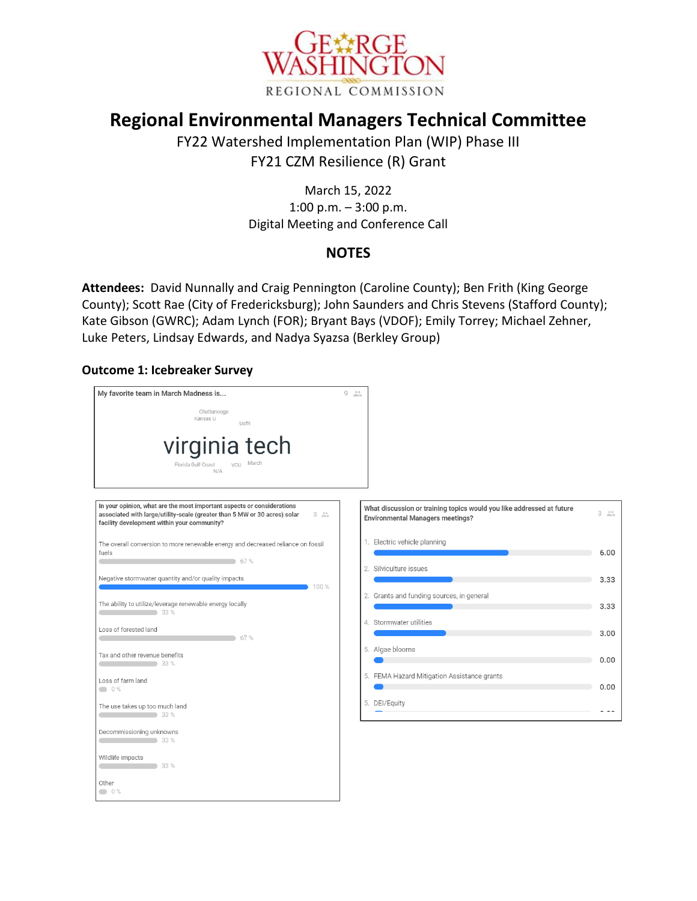# Regional Environmental Managers Technical Committee

FY22 Watershed Implementation Plan (WIP) Phase III
FY21 CZM Resilience (R) Grant

March 15, 2022
1:00 p.m. – 3:00 p.m.
Digital Meeting and Conference Call

## NOTES

**Attendees:** David Nunnally and Craig Pennington (Caroline County); Ben Frith (King George County); Scott Rae (City of Fredericksburg); John Saunders and Chris Stevens (Stafford County); Kate Gibson (GWRC); Adam Lynch (FOR); Bryant Bays (VDOF); Emily Torrey; Michael Zehner, Luke Peters, Lindsay Edwards, and Nadya Syazsa (Berkley Group)

### Outcome 1: Icebreaker Survey

**My favorite team in March Madness is...** (9 respondents)

virginia tech, Chattanooga, Kansas U, UofR, Florida Gulf Coast, VCU, March, N/A

**In your opinion, what are the most important aspects or considerations associated with large/utility-scale (greater than 5 MW or 30 acres) solar facility development within your community?** (3 respondents)

| Response | Percent |
|---|---|
| The overall conversion to more renewable energy and decreased reliance on fossil fuels | 67 % |
| Negative stormwater quantity and/or quality impacts | 100 % |
| The ability to utilize/leverage renewable energy locally | 33 % |
| Loss of forested land | 67 % |
| Tax and other revenue benefits | 33 % |
| Loss of farm land | 0 % |
| The use takes up too much land | 33 % |
| Decommissioning unknowns | 33 % |
| Wildlife impacts | 33 % |
| Other | 0 % |

**What discussion or training topics would you like addressed at future Environmental Managers meetings?** (3 respondents)

| Rank | Topic | Score |
|---|---|---|
| 1. | Electric vehicle planning | 6.00 |
| 2. | Silviculture issues | 3.33 |
| 2. | Grants and funding sources, in general | 3.33 |
| 4. | Stormwater utilities | 3.00 |
| 5. | Algae blooms | 0.00 |
| 5. | FEMA Hazard Mitigation Assistance grants | 0.00 |
| 5. | DEI/Equity | |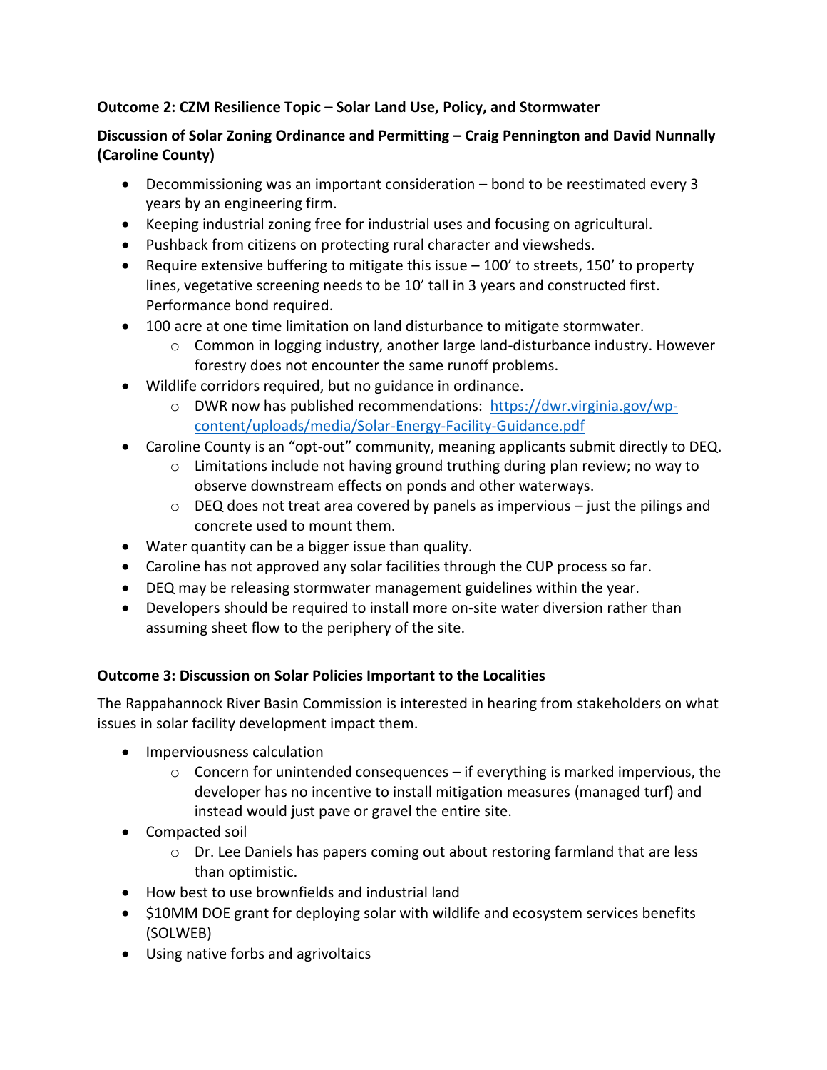**Outcome 2: CZM Resilience Topic – Solar Land Use, Policy, and Stormwater**

**Discussion of Solar Zoning Ordinance and Permitting – Craig Pennington and David Nunnally (Caroline County)**

- Decommissioning was an important consideration – bond to be reestimated every 3 years by an engineering firm.
- Keeping industrial zoning free for industrial uses and focusing on agricultural.
- Pushback from citizens on protecting rural character and viewsheds.
- Require extensive buffering to mitigate this issue – 100' to streets, 150' to property lines, vegetative screening needs to be 10' tall in 3 years and constructed first. Performance bond required.
- 100 acre at one time limitation on land disturbance to mitigate stormwater.
    - Common in logging industry, another large land-disturbance industry. However forestry does not encounter the same runoff problems.
- Wildlife corridors required, but no guidance in ordinance.
    - DWR now has published recommendations: [https://dwr.virginia.gov/wp-content/uploads/media/Solar-Energy-Facility-Guidance.pdf](https://dwr.virginia.gov/wp-content/uploads/media/Solar-Energy-Facility-Guidance.pdf)
- Caroline County is an "opt-out" community, meaning applicants submit directly to DEQ.
    - Limitations include not having ground truthing during plan review; no way to observe downstream effects on ponds and other waterways.
    - DEQ does not treat area covered by panels as impervious – just the pilings and concrete used to mount them.
- Water quantity can be a bigger issue than quality.
- Caroline has not approved any solar facilities through the CUP process so far.
- DEQ may be releasing stormwater management guidelines within the year.
- Developers should be required to install more on-site water diversion rather than assuming sheet flow to the periphery of the site.

**Outcome 3: Discussion on Solar Policies Important to the Localities**

The Rappahannock River Basin Commission is interested in hearing from stakeholders on what issues in solar facility development impact them.

- Imperviousness calculation
    - Concern for unintended consequences – if everything is marked impervious, the developer has no incentive to install mitigation measures (managed turf) and instead would just pave or gravel the entire site.
- Compacted soil
    - Dr. Lee Daniels has papers coming out about restoring farmland that are less than optimistic.
- How best to use brownfields and industrial land
- $10MM DOE grant for deploying solar with wildlife and ecosystem services benefits (SOLWEB)
- Using native forbs and agrivoltaics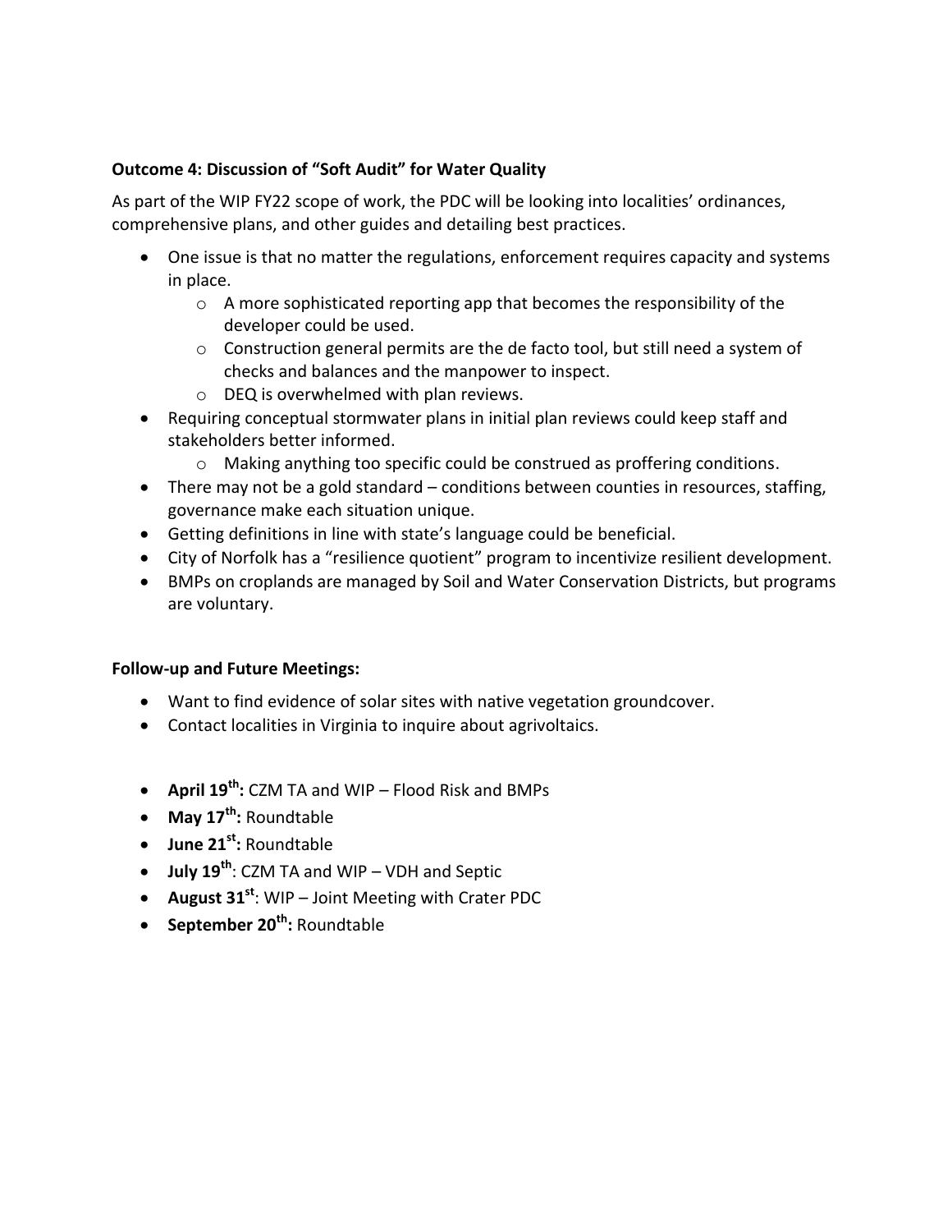**Outcome 4: Discussion of "Soft Audit" for Water Quality**

As part of the WIP FY22 scope of work, the PDC will be looking into localities' ordinances, comprehensive plans, and other guides and detailing best practices.

- One issue is that no matter the regulations, enforcement requires capacity and systems in place.
  - A more sophisticated reporting app that becomes the responsibility of the developer could be used.
  - Construction general permits are the de facto tool, but still need a system of checks and balances and the manpower to inspect.
  - DEQ is overwhelmed with plan reviews.
- Requiring conceptual stormwater plans in initial plan reviews could keep staff and stakeholders better informed.
  - Making anything too specific could be construed as proffering conditions.
- There may not be a gold standard – conditions between counties in resources, staffing, governance make each situation unique.
- Getting definitions in line with state's language could be beneficial.
- City of Norfolk has a "resilience quotient" program to incentivize resilient development.
- BMPs on croplands are managed by Soil and Water Conservation Districts, but programs are voluntary.

**Follow-up and Future Meetings:**

- Want to find evidence of solar sites with native vegetation groundcover.
- Contact localities in Virginia to inquire about agrivoltaics.

- **April 19th:** CZM TA and WIP – Flood Risk and BMPs
- **May 17th:** Roundtable
- **June 21st:** Roundtable
- **July 19th**: CZM TA and WIP – VDH and Septic
- **August 31st**: WIP – Joint Meeting with Crater PDC
- **September 20th:** Roundtable